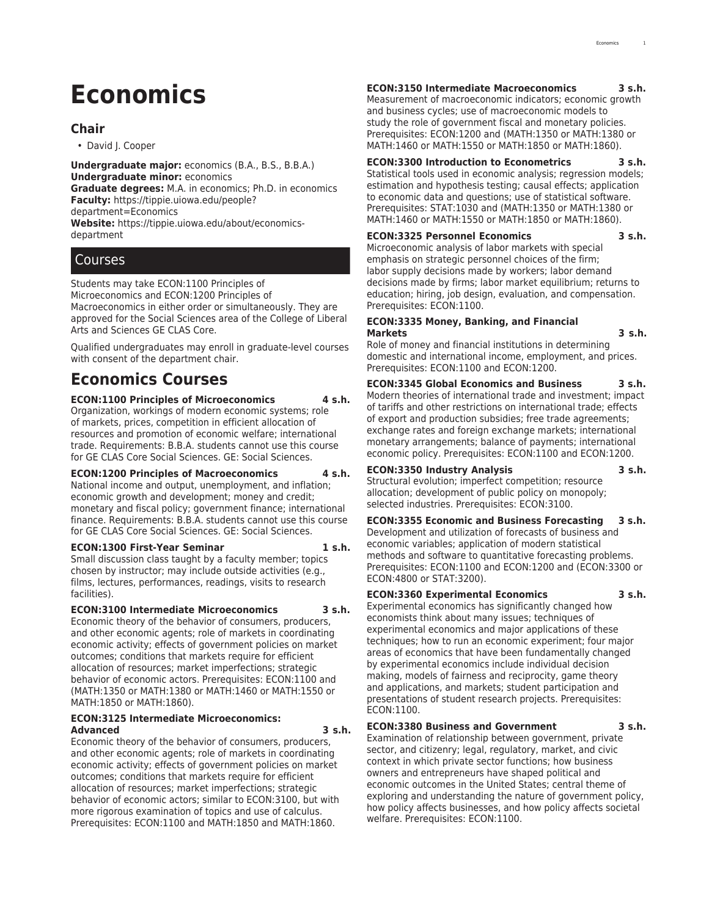# Economics

## Chair

- David J. Cooper

**Undergraduate major:** economics (B.A., B.S., B.B.A.)
**Undergraduate minor:** economics
**Graduate degrees:** M.A. in economics; Ph.D. in economics
**Faculty:** https://tippie.uiowa.edu/people?department=Economics
**Website:** https://tippie.uiowa.edu/about/economics-department

## Courses

Students may take ECON:1100 Principles of Microeconomics and ECON:1200 Principles of Macroeconomics in either order or simultaneously. They are approved for the Social Sciences area of the College of Liberal Arts and Sciences GE CLAS Core.

Qualified undergraduates may enroll in graduate-level courses with consent of the department chair.

# Economics Courses

**ECON:1100 Principles of Microeconomics 4 s.h.**
Organization, workings of modern economic systems; role of markets, prices, competition in efficient allocation of resources and promotion of economic welfare; international trade. Requirements: B.B.A. students cannot use this course for GE CLAS Core Social Sciences. GE: Social Sciences.

**ECON:1200 Principles of Macroeconomics 4 s.h.**
National income and output, unemployment, and inflation; economic growth and development; money and credit; monetary and fiscal policy; government finance; international finance. Requirements: B.B.A. students cannot use this course for GE CLAS Core Social Sciences. GE: Social Sciences.

**ECON:1300 First-Year Seminar 1 s.h.**
Small discussion class taught by a faculty member; topics chosen by instructor; may include outside activities (e.g., films, lectures, performances, readings, visits to research facilities).

**ECON:3100 Intermediate Microeconomics 3 s.h.**
Economic theory of the behavior of consumers, producers, and other economic agents; role of markets in coordinating economic activity; effects of government policies on market outcomes; conditions that markets require for efficient allocation of resources; market imperfections; strategic behavior of economic actors. Prerequisites: ECON:1100 and (MATH:1350 or MATH:1380 or MATH:1460 or MATH:1550 or MATH:1850 or MATH:1860).

**ECON:3125 Intermediate Microeconomics: Advanced 3 s.h.**
Economic theory of the behavior of consumers, producers, and other economic agents; role of markets in coordinating economic activity; effects of government policies on market outcomes; conditions that markets require for efficient allocation of resources; market imperfections; strategic behavior of economic actors; similar to ECON:3100, but with more rigorous examination of topics and use of calculus. Prerequisites: ECON:1100 and MATH:1850 and MATH:1860.

**ECON:3150 Intermediate Macroeconomics 3 s.h.**
Measurement of macroeconomic indicators; economic growth and business cycles; use of macroeconomic models to study the role of government fiscal and monetary policies. Prerequisites: ECON:1200 and (MATH:1350 or MATH:1380 or MATH:1460 or MATH:1550 or MATH:1850 or MATH:1860).

**ECON:3300 Introduction to Econometrics 3 s.h.**
Statistical tools used in economic analysis; regression models; estimation and hypothesis testing; causal effects; application to economic data and questions; use of statistical software. Prerequisites: STAT:1030 and (MATH:1350 or MATH:1380 or MATH:1460 or MATH:1550 or MATH:1850 or MATH:1860).

**ECON:3325 Personnel Economics 3 s.h.**
Microeconomic analysis of labor markets with special emphasis on strategic personnel choices of the firm; labor supply decisions made by workers; labor demand decisions made by firms; labor market equilibrium; returns to education; hiring, job design, evaluation, and compensation. Prerequisites: ECON:1100.

**ECON:3335 Money, Banking, and Financial Markets 3 s.h.**
Role of money and financial institutions in determining domestic and international income, employment, and prices. Prerequisites: ECON:1100 and ECON:1200.

**ECON:3345 Global Economics and Business 3 s.h.**
Modern theories of international trade and investment; impact of tariffs and other restrictions on international trade; effects of export and production subsidies; free trade agreements; exchange rates and foreign exchange markets; international monetary arrangements; balance of payments; international economic policy. Prerequisites: ECON:1100 and ECON:1200.

**ECON:3350 Industry Analysis 3 s.h.**
Structural evolution; imperfect competition; resource allocation; development of public policy on monopoly; selected industries. Prerequisites: ECON:3100.

**ECON:3355 Economic and Business Forecasting 3 s.h.**
Development and utilization of forecasts of business and economic variables; application of modern statistical methods and software to quantitative forecasting problems. Prerequisites: ECON:1100 and ECON:1200 and (ECON:3300 or ECON:4800 or STAT:3200).

**ECON:3360 Experimental Economics 3 s.h.**
Experimental economics has significantly changed how economists think about many issues; techniques of experimental economics and major applications of these techniques; how to run an economic experiment; four major areas of economics that have been fundamentally changed by experimental economics include individual decision making, models of fairness and reciprocity, game theory and applications, and markets; student participation and presentations of student research projects. Prerequisites: ECON:1100.

**ECON:3380 Business and Government 3 s.h.**
Examination of relationship between government, private sector, and citizenry; legal, regulatory, market, and civic context in which private sector functions; how business owners and entrepreneurs have shaped political and economic outcomes in the United States; central theme of exploring and understanding the nature of government policy, how policy affects businesses, and how policy affects societal welfare. Prerequisites: ECON:1100.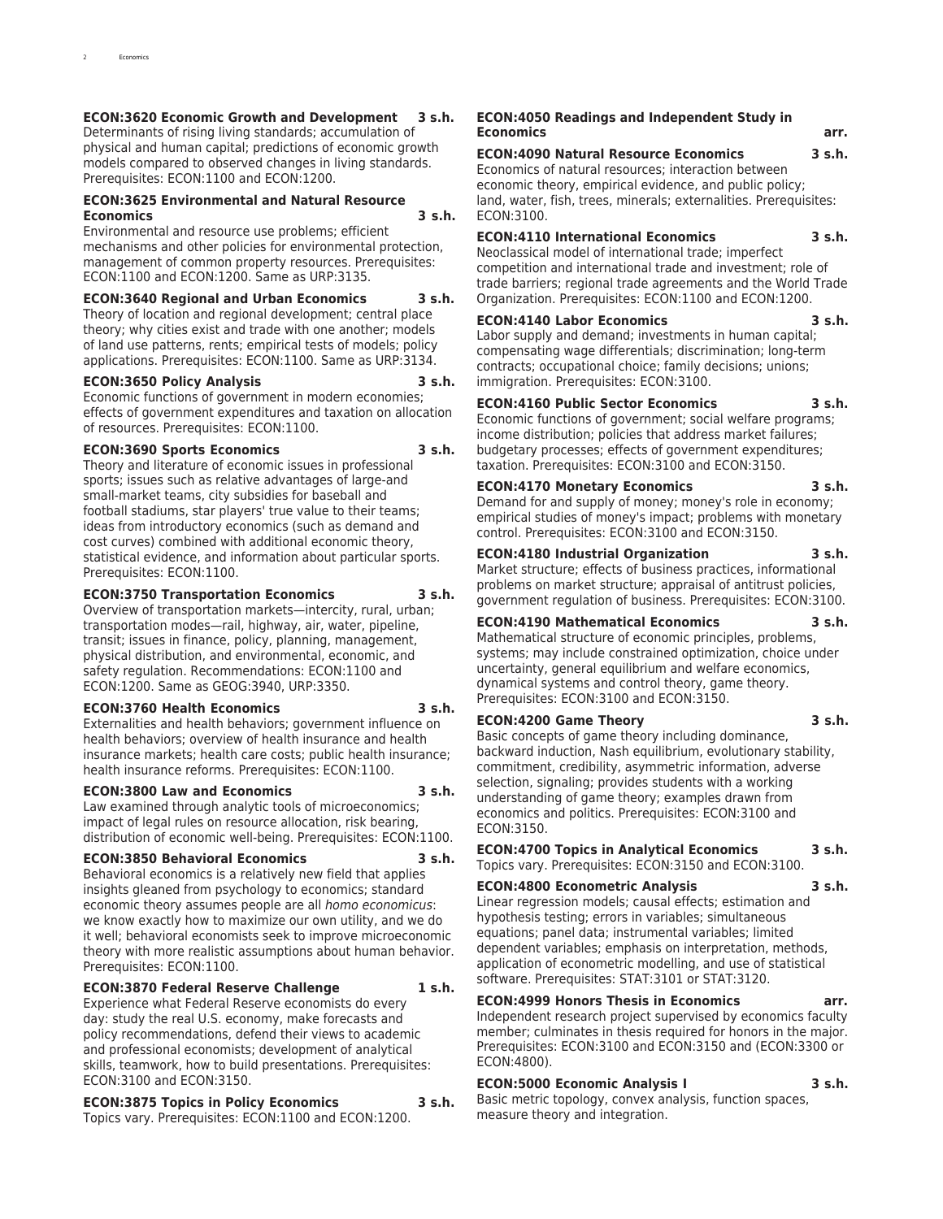**ECON:3620 Economic Growth and Development 3 s.h.**
Determinants of rising living standards; accumulation of physical and human capital; predictions of economic growth models compared to observed changes in living standards. Prerequisites: ECON:1100 and ECON:1200.

**ECON:3625 Environmental and Natural Resource Economics 3 s.h.**
Environmental and resource use problems; efficient mechanisms and other policies for environmental protection, management of common property resources. Prerequisites: ECON:1100 and ECON:1200. Same as URP:3135.

**ECON:3640 Regional and Urban Economics 3 s.h.**
Theory of location and regional development; central place theory; why cities exist and trade with one another; models of land use patterns, rents; empirical tests of models; policy applications. Prerequisites: ECON:1100. Same as URP:3134.

**ECON:3650 Policy Analysis 3 s.h.**
Economic functions of government in modern economies; effects of government expenditures and taxation on allocation of resources. Prerequisites: ECON:1100.

**ECON:3690 Sports Economics 3 s.h.**
Theory and literature of economic issues in professional sports; issues such as relative advantages of large-and small-market teams, city subsidies for baseball and football stadiums, star players' true value to their teams; ideas from introductory economics (such as demand and cost curves) combined with additional economic theory, statistical evidence, and information about particular sports. Prerequisites: ECON:1100.

**ECON:3750 Transportation Economics 3 s.h.**
Overview of transportation markets—intercity, rural, urban; transportation modes—rail, highway, air, water, pipeline, transit; issues in finance, policy, planning, management, physical distribution, and environmental, economic, and safety regulation. Recommendations: ECON:1100 and ECON:1200. Same as GEOG:3940, URP:3350.

**ECON:3760 Health Economics 3 s.h.**
Externalities and health behaviors; government influence on health behaviors; overview of health insurance and health insurance markets; health care costs; public health insurance; health insurance reforms. Prerequisites: ECON:1100.

**ECON:3800 Law and Economics 3 s.h.**
Law examined through analytic tools of microeconomics; impact of legal rules on resource allocation, risk bearing, distribution of economic well-being. Prerequisites: ECON:1100.

**ECON:3850 Behavioral Economics 3 s.h.**
Behavioral economics is a relatively new field that applies insights gleaned from psychology to economics; standard economic theory assumes people are all *homo economicus*: we know exactly how to maximize our own utility, and we do it well; behavioral economists seek to improve microeconomic theory with more realistic assumptions about human behavior. Prerequisites: ECON:1100.

**ECON:3870 Federal Reserve Challenge 1 s.h.**
Experience what Federal Reserve economists do every day: study the real U.S. economy, make forecasts and policy recommendations, defend their views to academic and professional economists; development of analytical skills, teamwork, how to build presentations. Prerequisites: ECON:3100 and ECON:3150.

**ECON:3875 Topics in Policy Economics 3 s.h.**
Topics vary. Prerequisites: ECON:1100 and ECON:1200.

**ECON:4050 Readings and Independent Study in Economics arr.**

**ECON:4090 Natural Resource Economics 3 s.h.**
Economics of natural resources; interaction between economic theory, empirical evidence, and public policy; land, water, fish, trees, minerals; externalities. Prerequisites: ECON:3100.

**ECON:4110 International Economics 3 s.h.**
Neoclassical model of international trade; imperfect competition and international trade and investment; role of trade barriers; regional trade agreements and the World Trade Organization. Prerequisites: ECON:1100 and ECON:1200.

**ECON:4140 Labor Economics 3 s.h.**
Labor supply and demand; investments in human capital; compensating wage differentials; discrimination; long-term contracts; occupational choice; family decisions; unions; immigration. Prerequisites: ECON:3100.

**ECON:4160 Public Sector Economics 3 s.h.**
Economic functions of government; social welfare programs; income distribution; policies that address market failures; budgetary processes; effects of government expenditures; taxation. Prerequisites: ECON:3100 and ECON:3150.

**ECON:4170 Monetary Economics 3 s.h.**
Demand for and supply of money; money's role in economy; empirical studies of money's impact; problems with monetary control. Prerequisites: ECON:3100 and ECON:3150.

**ECON:4180 Industrial Organization 3 s.h.**
Market structure; effects of business practices, informational problems on market structure; appraisal of antitrust policies, government regulation of business. Prerequisites: ECON:3100.

**ECON:4190 Mathematical Economics 3 s.h.**
Mathematical structure of economic principles, problems, systems; may include constrained optimization, choice under uncertainty, general equilibrium and welfare economics, dynamical systems and control theory, game theory. Prerequisites: ECON:3100 and ECON:3150.

**ECON:4200 Game Theory 3 s.h.**
Basic concepts of game theory including dominance, backward induction, Nash equilibrium, evolutionary stability, commitment, credibility, asymmetric information, adverse selection, signaling; provides students with a working understanding of game theory; examples drawn from economics and politics. Prerequisites: ECON:3100 and ECON:3150.

**ECON:4700 Topics in Analytical Economics 3 s.h.**
Topics vary. Prerequisites: ECON:3150 and ECON:3100.

**ECON:4800 Econometric Analysis 3 s.h.**
Linear regression models; causal effects; estimation and hypothesis testing; errors in variables; simultaneous equations; panel data; instrumental variables; limited dependent variables; emphasis on interpretation, methods, application of econometric modelling, and use of statistical software. Prerequisites: STAT:3101 or STAT:3120.

**ECON:4999 Honors Thesis in Economics arr.**
Independent research project supervised by economics faculty member; culminates in thesis required for honors in the major. Prerequisites: ECON:3100 and ECON:3150 and (ECON:3300 or ECON:4800).

**ECON:5000 Economic Analysis I 3 s.h.**
Basic metric topology, convex analysis, function spaces, measure theory and integration.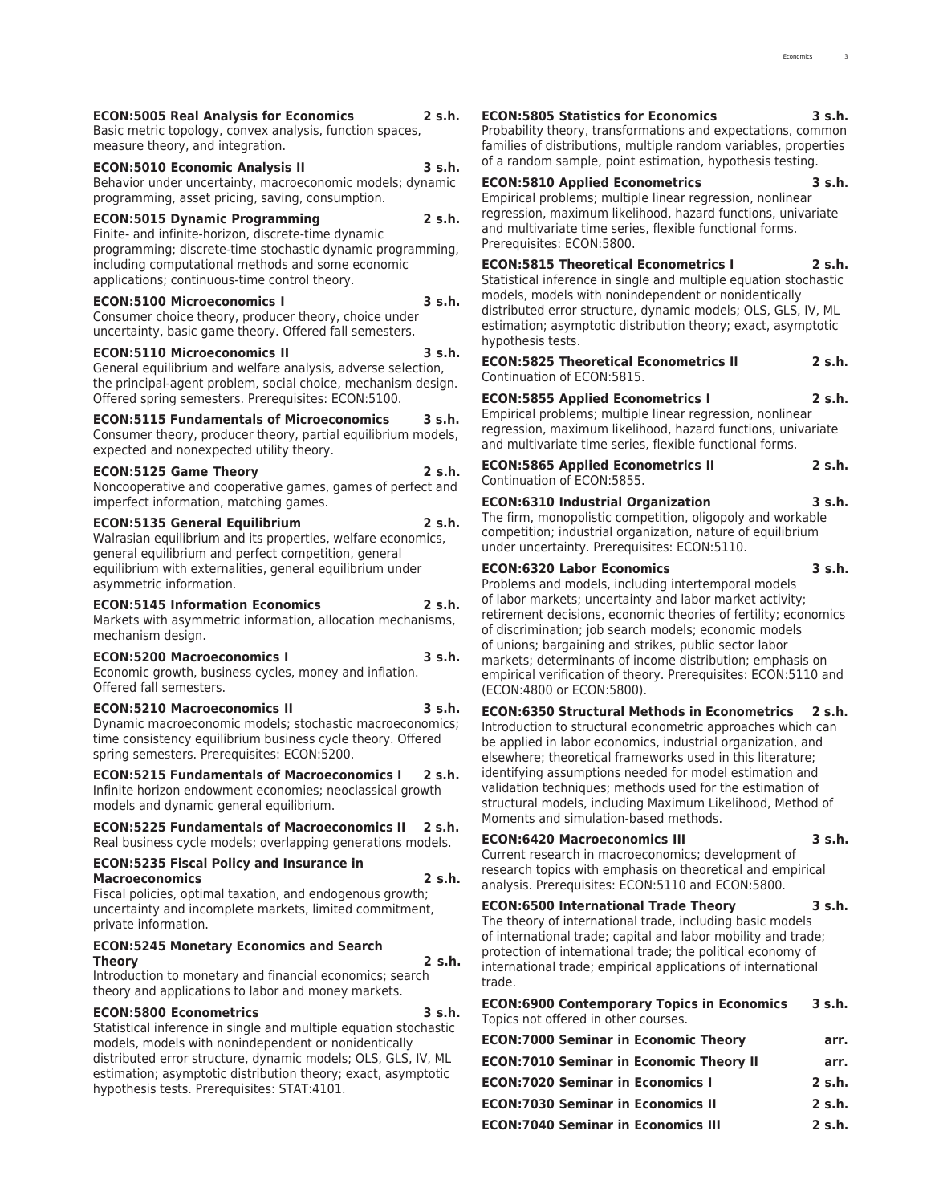**ECON:5005 Real Analysis for Economics 2 s.h.**
Basic metric topology, convex analysis, function spaces, measure theory, and integration.

**ECON:5010 Economic Analysis II 3 s.h.**
Behavior under uncertainty, macroeconomic models; dynamic programming, asset pricing, saving, consumption.

**ECON:5015 Dynamic Programming 2 s.h.**
Finite- and infinite-horizon, discrete-time dynamic programming; discrete-time stochastic dynamic programming, including computational methods and some economic applications; continuous-time control theory.

**ECON:5100 Microeconomics I 3 s.h.**
Consumer choice theory, producer theory, choice under uncertainty, basic game theory. Offered fall semesters.

**ECON:5110 Microeconomics II 3 s.h.**
General equilibrium and welfare analysis, adverse selection, the principal-agent problem, social choice, mechanism design. Offered spring semesters. Prerequisites: ECON:5100.

**ECON:5115 Fundamentals of Microeconomics 3 s.h.**
Consumer theory, producer theory, partial equilibrium models, expected and nonexpected utility theory.

**ECON:5125 Game Theory 2 s.h.**
Noncooperative and cooperative games, games of perfect and imperfect information, matching games.

**ECON:5135 General Equilibrium 2 s.h.**
Walrasian equilibrium and its properties, welfare economics, general equilibrium and perfect competition, general equilibrium with externalities, general equilibrium under asymmetric information.

**ECON:5145 Information Economics 2 s.h.**
Markets with asymmetric information, allocation mechanisms, mechanism design.

**ECON:5200 Macroeconomics I 3 s.h.**
Economic growth, business cycles, money and inflation. Offered fall semesters.

**ECON:5210 Macroeconomics II 3 s.h.**
Dynamic macroeconomic models; stochastic macroeconomics; time consistency equilibrium business cycle theory. Offered spring semesters. Prerequisites: ECON:5200.

**ECON:5215 Fundamentals of Macroeconomics I 2 s.h.**
Infinite horizon endowment economies; neoclassical growth models and dynamic general equilibrium.

**ECON:5225 Fundamentals of Macroeconomics II 2 s.h.**
Real business cycle models; overlapping generations models.

**ECON:5235 Fiscal Policy and Insurance in Macroeconomics 2 s.h.**
Fiscal policies, optimal taxation, and endogenous growth; uncertainty and incomplete markets, limited commitment, private information.

**ECON:5245 Monetary Economics and Search Theory 2 s.h.**
Introduction to monetary and financial economics; search theory and applications to labor and money markets.

**ECON:5800 Econometrics 3 s.h.**
Statistical inference in single and multiple equation stochastic models, models with nonindependent or nonidentically distributed error structure, dynamic models; OLS, GLS, IV, ML estimation; asymptotic distribution theory; exact, asymptotic hypothesis tests. Prerequisites: STAT:4101.

**ECON:5805 Statistics for Economics 3 s.h.**
Probability theory, transformations and expectations, common families of distributions, multiple random variables, properties of a random sample, point estimation, hypothesis testing.

**ECON:5810 Applied Econometrics 3 s.h.**
Empirical problems; multiple linear regression, nonlinear regression, maximum likelihood, hazard functions, univariate and multivariate time series, flexible functional forms. Prerequisites: ECON:5800.

**ECON:5815 Theoretical Econometrics I 2 s.h.**
Statistical inference in single and multiple equation stochastic models, models with nonindependent or nonidentically distributed error structure, dynamic models; OLS, GLS, IV, ML estimation; asymptotic distribution theory; exact, asymptotic hypothesis tests.

**ECON:5825 Theoretical Econometrics II 2 s.h.**
Continuation of ECON:5815.

**ECON:5855 Applied Econometrics I 2 s.h.**
Empirical problems; multiple linear regression, nonlinear regression, maximum likelihood, hazard functions, univariate and multivariate time series, flexible functional forms.

**ECON:5865 Applied Econometrics II 2 s.h.**
Continuation of ECON:5855.

**ECON:6310 Industrial Organization 3 s.h.**
The firm, monopolistic competition, oligopoly and workable competition; industrial organization, nature of equilibrium under uncertainty. Prerequisites: ECON:5110.

**ECON:6320 Labor Economics 3 s.h.**
Problems and models, including intertemporal models of labor markets; uncertainty and labor market activity; retirement decisions, economic theories of fertility; economics of discrimination; job search models; economic models of unions; bargaining and strikes, public sector labor markets; determinants of income distribution; emphasis on empirical verification of theory. Prerequisites: ECON:5110 and (ECON:4800 or ECON:5800).

**ECON:6350 Structural Methods in Econometrics 2 s.h.**
Introduction to structural econometric approaches which can be applied in labor economics, industrial organization, and elsewhere; theoretical frameworks used in this literature; identifying assumptions needed for model estimation and validation techniques; methods used for the estimation of structural models, including Maximum Likelihood, Method of Moments and simulation-based methods.

**ECON:6420 Macroeconomics III 3 s.h.**
Current research in macroeconomics; development of research topics with emphasis on theoretical and empirical analysis. Prerequisites: ECON:5110 and ECON:5800.

**ECON:6500 International Trade Theory 3 s.h.**
The theory of international trade, including basic models of international trade; capital and labor mobility and trade; protection of international trade; the political economy of international trade; empirical applications of international trade.

**ECON:6900 Contemporary Topics in Economics 3 s.h.**
Topics not offered in other courses.

**ECON:7000 Seminar in Economic Theory arr.**

**ECON:7010 Seminar in Economic Theory II arr.**

**ECON:7020 Seminar in Economics I 2 s.h.**

**ECON:7030 Seminar in Economics II 2 s.h.**

**ECON:7040 Seminar in Economics III 2 s.h.**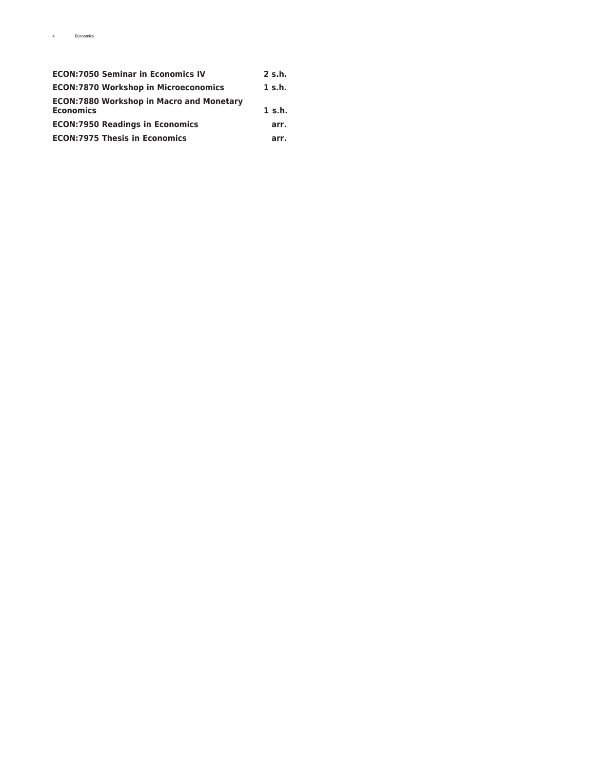**ECON:7050 Seminar in Economics IV** **2 s.h.**

**ECON:7870 Workshop in Microeconomics** **1 s.h.**

**ECON:7880 Workshop in Macro and Monetary Economics** **1 s.h.**

**ECON:7950 Readings in Economics** **arr.**

**ECON:7975 Thesis in Economics** **arr.**